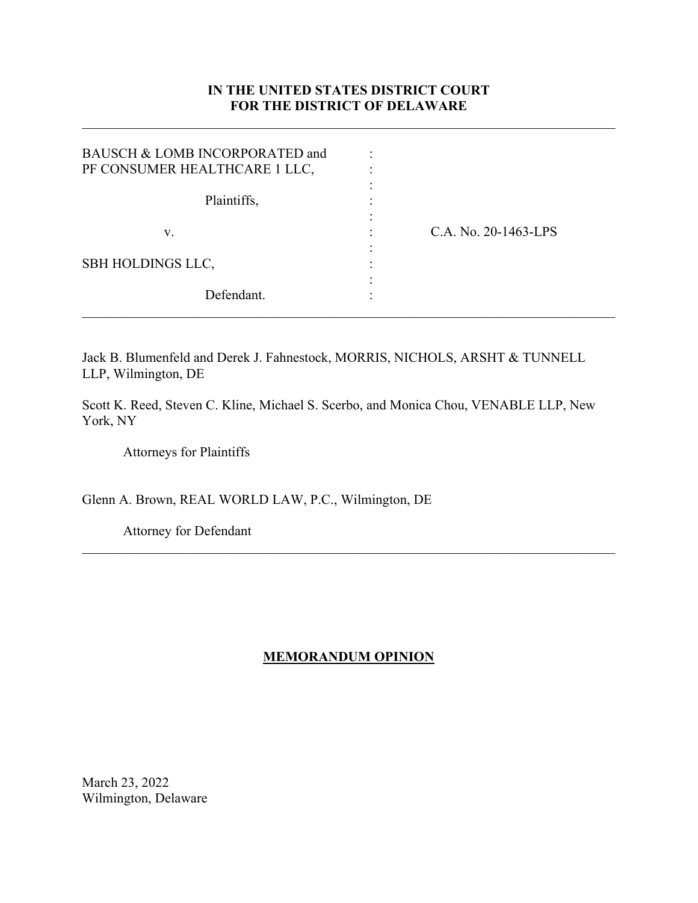**IN THE UNITED STATES DISTRICT COURT**
**FOR THE DISTRICT OF DELAWARE**

---

BAUSCH & LOMB INCORPORATED and PF CONSUMER HEALTHCARE 1 LLC,

Plaintiffs,

v.

SBH HOLDINGS LLC,

Defendant.

C.A. No. 20-1463-LPS

---

Jack B. Blumenfeld and Derek J. Fahnestock, MORRIS, NICHOLS, ARSHT & TUNNELL LLP, Wilmington, DE

Scott K. Reed, Steven C. Kline, Michael S. Scerbo, and Monica Chou, VENABLE LLP, New York, NY

Attorneys for Plaintiffs

Glenn A. Brown, REAL WORLD LAW, P.C., Wilmington, DE

Attorney for Defendant

---

**MEMORANDUM OPINION**

March 23, 2022
Wilmington, Delaware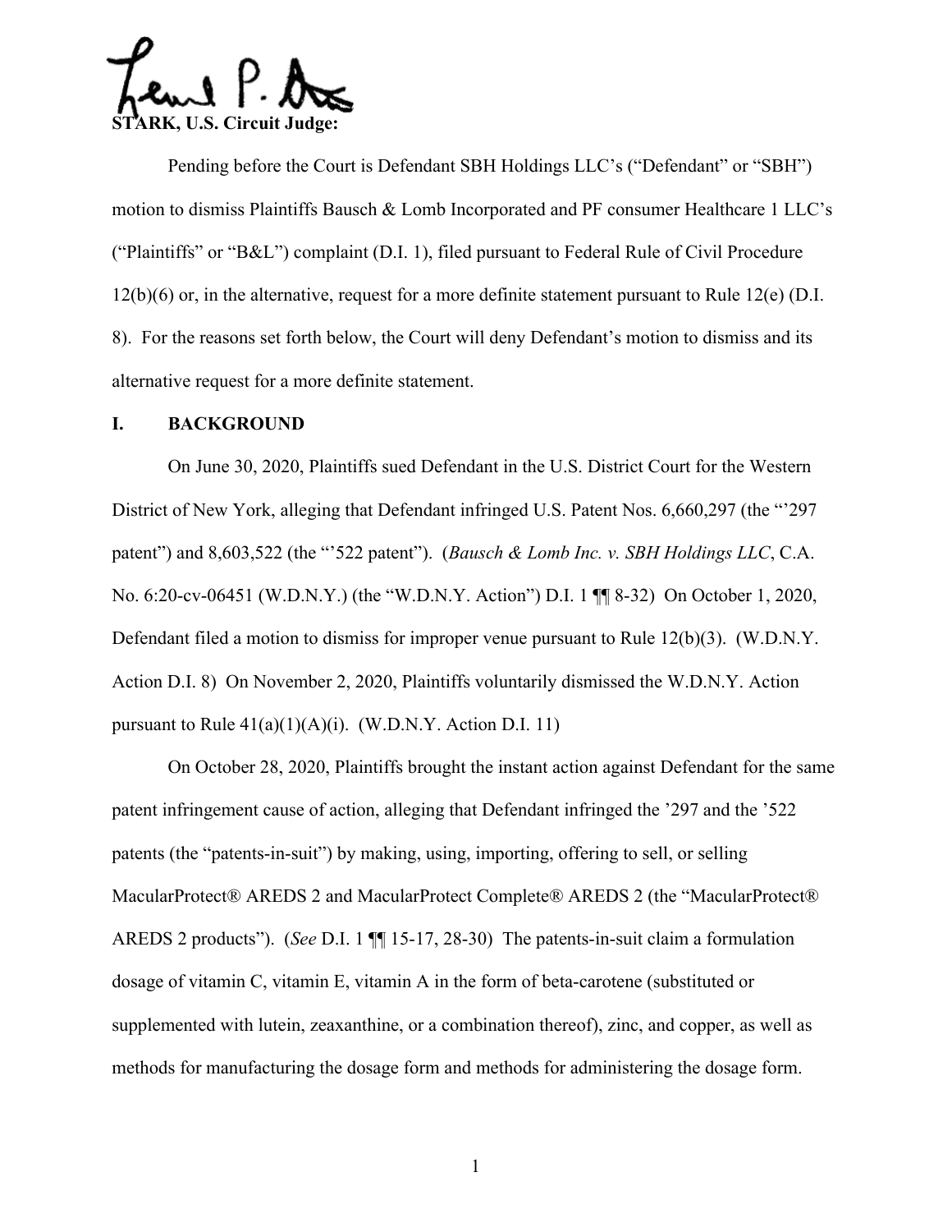**STARK, U.S. Circuit Judge:**

Pending before the Court is Defendant SBH Holdings LLC's ("Defendant" or "SBH") motion to dismiss Plaintiffs Bausch & Lomb Incorporated and PF consumer Healthcare 1 LLC's ("Plaintiffs" or "B&L") complaint (D.I. 1), filed pursuant to Federal Rule of Civil Procedure 12(b)(6) or, in the alternative, request for a more definite statement pursuant to Rule 12(e) (D.I. 8). For the reasons set forth below, the Court will deny Defendant's motion to dismiss and its alternative request for a more definite statement.

## I. BACKGROUND

On June 30, 2020, Plaintiffs sued Defendant in the U.S. District Court for the Western District of New York, alleging that Defendant infringed U.S. Patent Nos. 6,660,297 (the "'297 patent") and 8,603,522 (the "'522 patent"). (*Bausch & Lomb Inc. v. SBH Holdings LLC*, C.A. No. 6:20-cv-06451 (W.D.N.Y.) (the "W.D.N.Y. Action") D.I. 1 ¶¶ 8-32) On October 1, 2020, Defendant filed a motion to dismiss for improper venue pursuant to Rule 12(b)(3). (W.D.N.Y. Action D.I. 8) On November 2, 2020, Plaintiffs voluntarily dismissed the W.D.N.Y. Action pursuant to Rule 41(a)(1)(A)(i). (W.D.N.Y. Action D.I. 11)

On October 28, 2020, Plaintiffs brought the instant action against Defendant for the same patent infringement cause of action, alleging that Defendant infringed the '297 and the '522 patents (the "patents-in-suit") by making, using, importing, offering to sell, or selling MacularProtect® AREDS 2 and MacularProtect Complete® AREDS 2 (the "MacularProtect® AREDS 2 products"). (*See* D.I. 1 ¶¶ 15-17, 28-30) The patents-in-suit claim a formulation dosage of vitamin C, vitamin E, vitamin A in the form of beta-carotene (substituted or supplemented with lutein, zeaxanthine, or a combination thereof), zinc, and copper, as well as methods for manufacturing the dosage form and methods for administering the dosage form.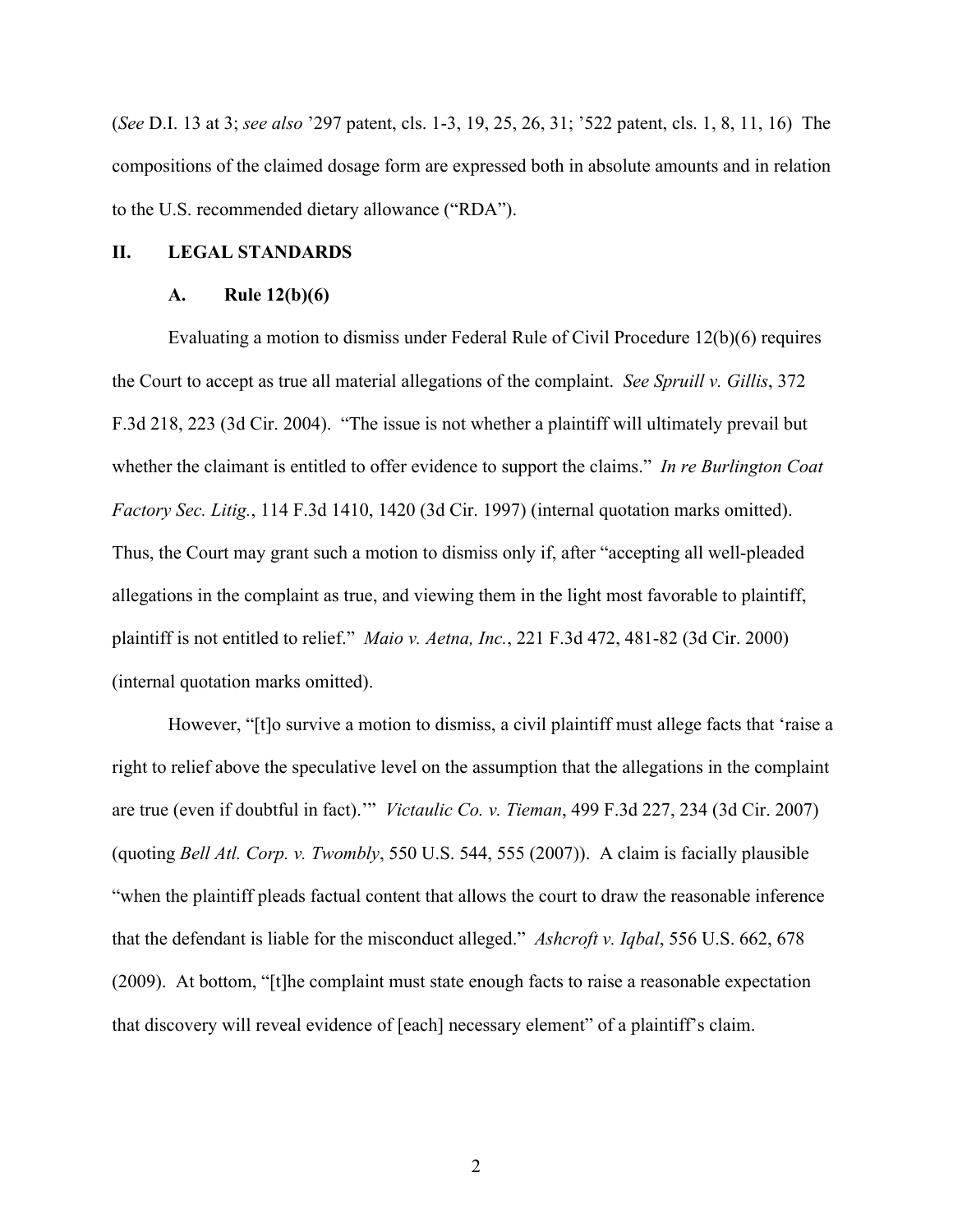(*See* D.I. 13 at 3; *see also* '297 patent, cls. 1-3, 19, 25, 26, 31; '522 patent, cls. 1, 8, 11, 16) The compositions of the claimed dosage form are expressed both in absolute amounts and in relation to the U.S. recommended dietary allowance ("RDA").

## II. LEGAL STANDARDS

### A. Rule 12(b)(6)

Evaluating a motion to dismiss under Federal Rule of Civil Procedure 12(b)(6) requires the Court to accept as true all material allegations of the complaint. *See Spruill v. Gillis*, 372 F.3d 218, 223 (3d Cir. 2004). "The issue is not whether a plaintiff will ultimately prevail but whether the claimant is entitled to offer evidence to support the claims." *In re Burlington Coat Factory Sec. Litig.*, 114 F.3d 1410, 1420 (3d Cir. 1997) (internal quotation marks omitted). Thus, the Court may grant such a motion to dismiss only if, after "accepting all well-pleaded allegations in the complaint as true, and viewing them in the light most favorable to plaintiff, plaintiff is not entitled to relief." *Maio v. Aetna, Inc.*, 221 F.3d 472, 481-82 (3d Cir. 2000) (internal quotation marks omitted).

However, "[t]o survive a motion to dismiss, a civil plaintiff must allege facts that 'raise a right to relief above the speculative level on the assumption that the allegations in the complaint are true (even if doubtful in fact).'" *Victaulic Co. v. Tieman*, 499 F.3d 227, 234 (3d Cir. 2007) (quoting *Bell Atl. Corp. v. Twombly*, 550 U.S. 544, 555 (2007)). A claim is facially plausible "when the plaintiff pleads factual content that allows the court to draw the reasonable inference that the defendant is liable for the misconduct alleged." *Ashcroft v. Iqbal*, 556 U.S. 662, 678 (2009). At bottom, "[t]he complaint must state enough facts to raise a reasonable expectation that discovery will reveal evidence of [each] necessary element" of a plaintiff's claim.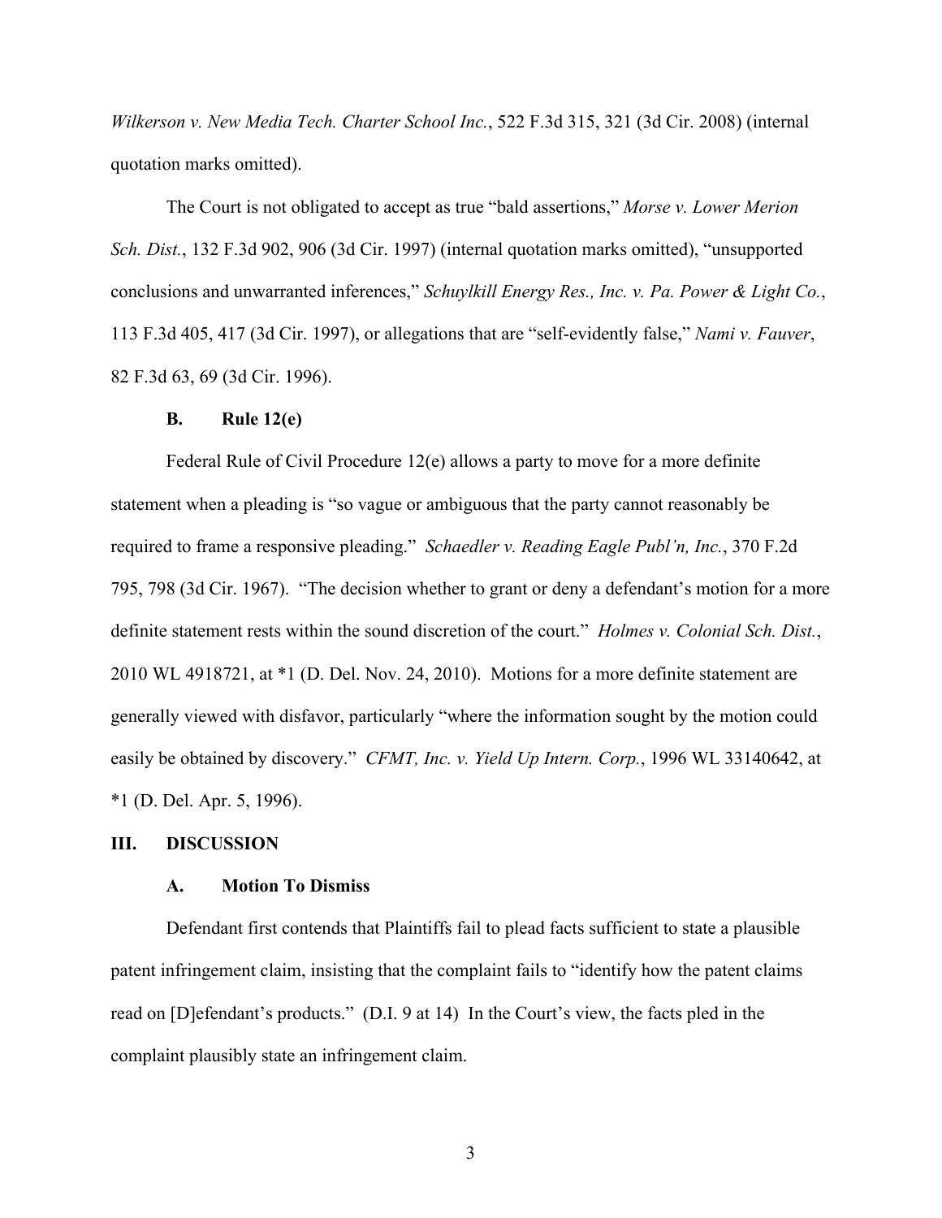*Wilkerson v. New Media Tech. Charter School Inc.*, 522 F.3d 315, 321 (3d Cir. 2008) (internal quotation marks omitted).

The Court is not obligated to accept as true "bald assertions," *Morse v. Lower Merion Sch. Dist.*, 132 F.3d 902, 906 (3d Cir. 1997) (internal quotation marks omitted), "unsupported conclusions and unwarranted inferences," *Schuylkill Energy Res., Inc. v. Pa. Power & Light Co.*, 113 F.3d 405, 417 (3d Cir. 1997), or allegations that are "self-evidently false," *Nami v. Fauver*, 82 F.3d 63, 69 (3d Cir. 1996).

### B. Rule 12(e)

Federal Rule of Civil Procedure 12(e) allows a party to move for a more definite statement when a pleading is "so vague or ambiguous that the party cannot reasonably be required to frame a responsive pleading." *Schaedler v. Reading Eagle Publ'n, Inc.*, 370 F.2d 795, 798 (3d Cir. 1967). "The decision whether to grant or deny a defendant's motion for a more definite statement rests within the sound discretion of the court." *Holmes v. Colonial Sch. Dist.*, 2010 WL 4918721, at *1 (D. Del. Nov. 24, 2010). Motions for a more definite statement are generally viewed with disfavor, particularly "where the information sought by the motion could easily be obtained by discovery." *CFMT, Inc. v. Yield Up Intern. Corp.*, 1996 WL 33140642, at *1 (D. Del. Apr. 5, 1996).

## III. DISCUSSION

### A. Motion To Dismiss

Defendant first contends that Plaintiffs fail to plead facts sufficient to state a plausible patent infringement claim, insisting that the complaint fails to "identify how the patent claims read on [D]efendant's products." (D.I. 9 at 14) In the Court's view, the facts pled in the complaint plausibly state an infringement claim.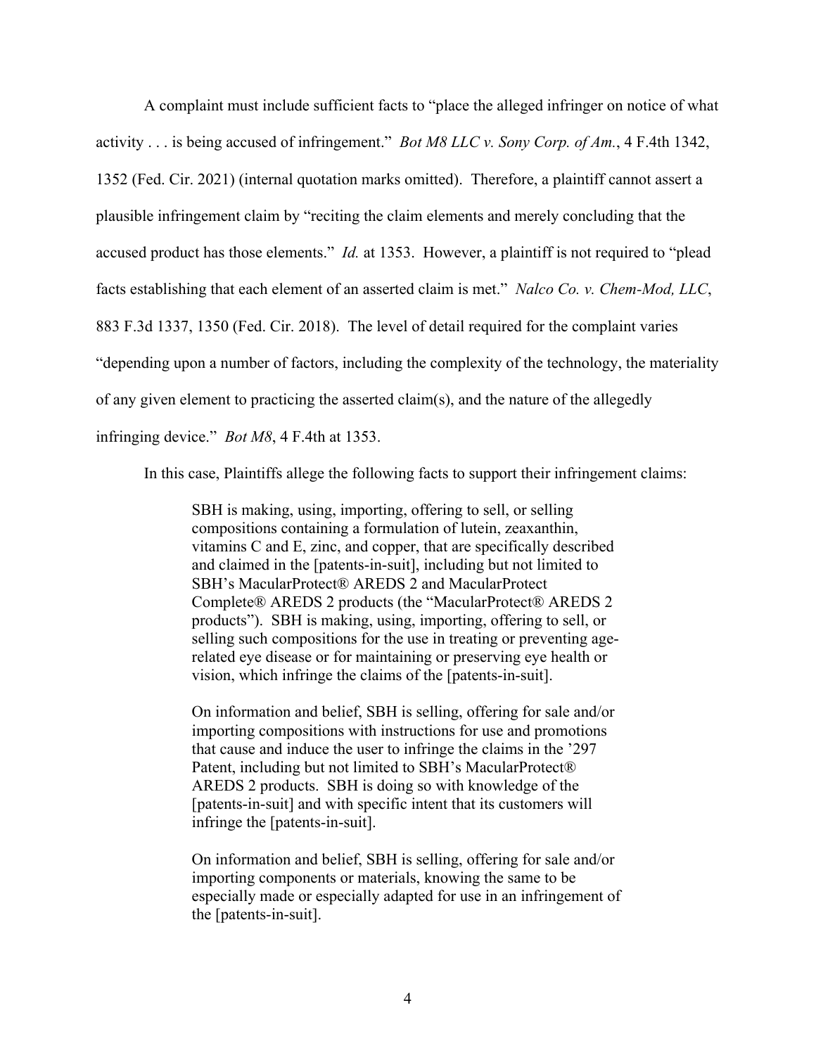A complaint must include sufficient facts to "place the alleged infringer on notice of what activity . . . is being accused of infringement." *Bot M8 LLC v. Sony Corp. of Am.*, 4 F.4th 1342, 1352 (Fed. Cir. 2021) (internal quotation marks omitted). Therefore, a plaintiff cannot assert a plausible infringement claim by "reciting the claim elements and merely concluding that the accused product has those elements." *Id.* at 1353. However, a plaintiff is not required to "plead facts establishing that each element of an asserted claim is met." *Nalco Co. v. Chem-Mod, LLC*, 883 F.3d 1337, 1350 (Fed. Cir. 2018). The level of detail required for the complaint varies "depending upon a number of factors, including the complexity of the technology, the materiality of any given element to practicing the asserted claim(s), and the nature of the allegedly infringing device." *Bot M8*, 4 F.4th at 1353.

In this case, Plaintiffs allege the following facts to support their infringement claims:

> SBH is making, using, importing, offering to sell, or selling compositions containing a formulation of lutein, zeaxanthin, vitamins C and E, zinc, and copper, that are specifically described and claimed in the [patents-in-suit], including but not limited to SBH's MacularProtect® AREDS 2 and MacularProtect Complete® AREDS 2 products (the "MacularProtect® AREDS 2 products"). SBH is making, using, importing, offering to sell, or selling such compositions for the use in treating or preventing age-related eye disease or for maintaining or preserving eye health or vision, which infringe the claims of the [patents-in-suit].
>
> On information and belief, SBH is selling, offering for sale and/or importing compositions with instructions for use and promotions that cause and induce the user to infringe the claims in the '297 Patent, including but not limited to SBH's MacularProtect® AREDS 2 products. SBH is doing so with knowledge of the [patents-in-suit] and with specific intent that its customers will infringe the [patents-in-suit].
>
> On information and belief, SBH is selling, offering for sale and/or importing components or materials, knowing the same to be especially made or especially adapted for use in an infringement of the [patents-in-suit].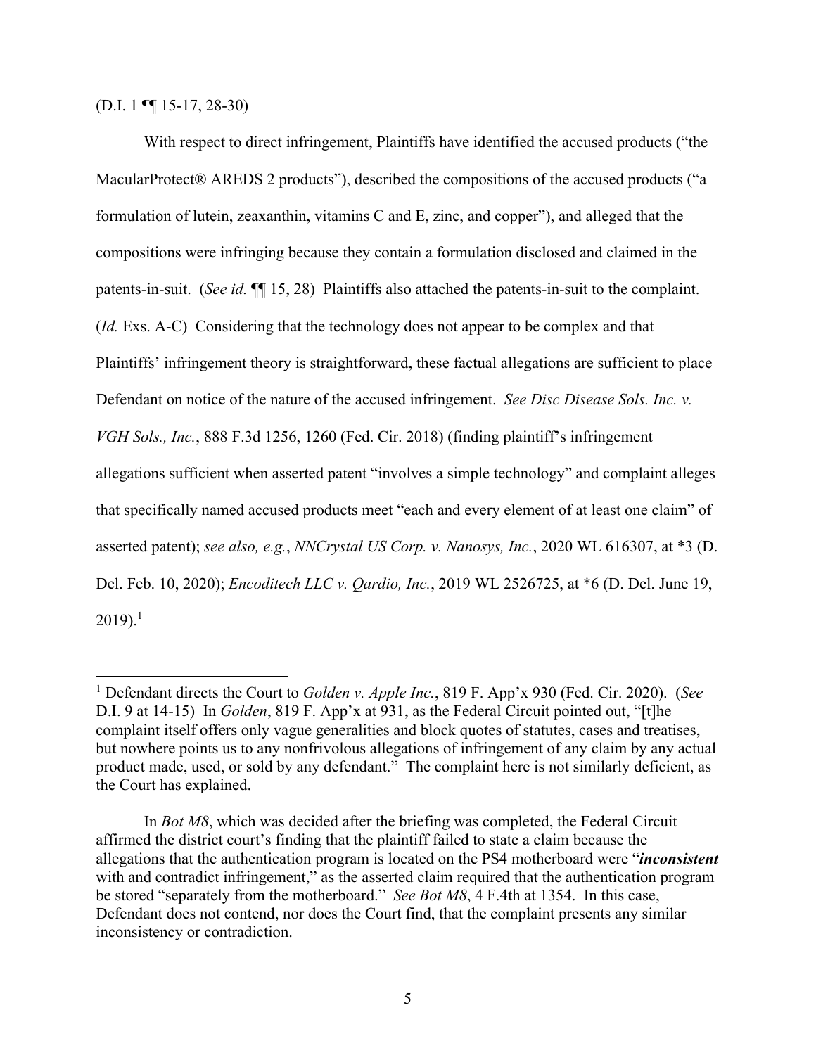(D.I. 1 ¶¶ 15-17, 28-30)

With respect to direct infringement, Plaintiffs have identified the accused products ("the MacularProtect® AREDS 2 products"), described the compositions of the accused products ("a formulation of lutein, zeaxanthin, vitamins C and E, zinc, and copper"), and alleged that the compositions were infringing because they contain a formulation disclosed and claimed in the patents-in-suit. (*See id.* ¶¶ 15, 28) Plaintiffs also attached the patents-in-suit to the complaint. (*Id.* Exs. A-C) Considering that the technology does not appear to be complex and that Plaintiffs' infringement theory is straightforward, these factual allegations are sufficient to place Defendant on notice of the nature of the accused infringement. *See Disc Disease Sols. Inc. v. VGH Sols., Inc.*, 888 F.3d 1256, 1260 (Fed. Cir. 2018) (finding plaintiff's infringement allegations sufficient when asserted patent "involves a simple technology" and complaint alleges that specifically named accused products meet "each and every element of at least one claim" of asserted patent); *see also, e.g.*, *NNCrystal US Corp. v. Nanosys, Inc.*, 2020 WL 616307, at *3 (D. Del. Feb. 10, 2020); *Encoditech LLC v. Qardio, Inc.*, 2019 WL 2526725, at *6 (D. Del. June 19, 2019).[1]

---

[1] Defendant directs the Court to *Golden v. Apple Inc.*, 819 F. App'x 930 (Fed. Cir. 2020). (*See* D.I. 9 at 14-15) In *Golden*, 819 F. App'x at 931, as the Federal Circuit pointed out, "[t]he complaint itself offers only vague generalities and block quotes of statutes, cases and treatises, but nowhere points us to any nonfrivolous allegations of infringement of any claim by any actual product made, used, or sold by any defendant." The complaint here is not similarly deficient, as the Court has explained.

In *Bot M8*, which was decided after the briefing was completed, the Federal Circuit affirmed the district court's finding that the plaintiff failed to state a claim because the allegations that the authentication program is located on the PS4 motherboard were "***inconsistent*** with and contradict infringement," as the asserted claim required that the authentication program be stored "separately from the motherboard." *See Bot M8*, 4 F.4th at 1354. In this case, Defendant does not contend, nor does the Court find, that the complaint presents any similar inconsistency or contradiction.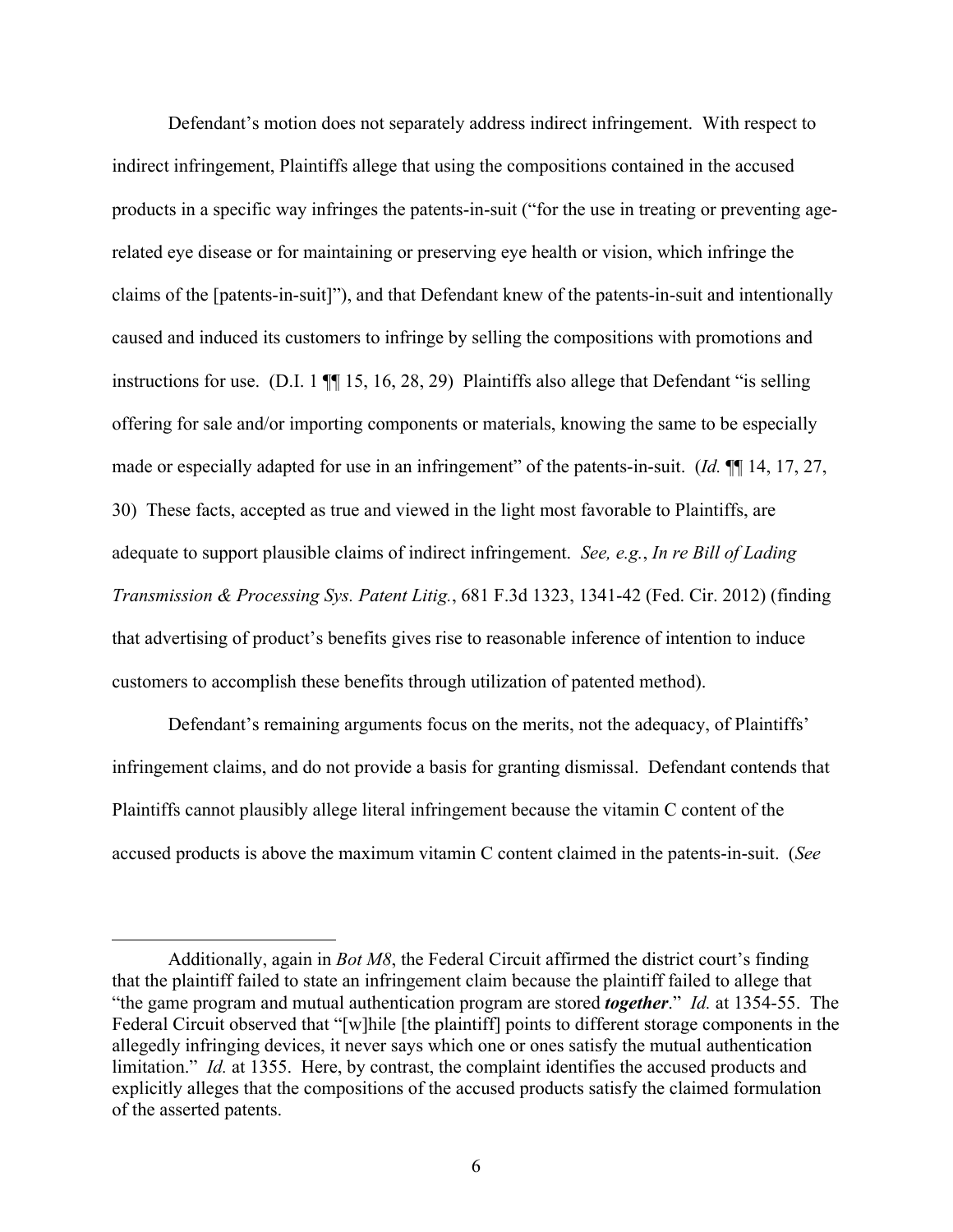Defendant's motion does not separately address indirect infringement. With respect to indirect infringement, Plaintiffs allege that using the compositions contained in the accused products in a specific way infringes the patents-in-suit ("for the use in treating or preventing age-related eye disease or for maintaining or preserving eye health or vision, which infringe the claims of the [patents-in-suit]"), and that Defendant knew of the patents-in-suit and intentionally caused and induced its customers to infringe by selling the compositions with promotions and instructions for use. (D.I. 1 ¶¶ 15, 16, 28, 29) Plaintiffs also allege that Defendant "is selling offering for sale and/or importing components or materials, knowing the same to be especially made or especially adapted for use in an infringement" of the patents-in-suit. (*Id.* ¶¶ 14, 17, 27, 30) These facts, accepted as true and viewed in the light most favorable to Plaintiffs, are adequate to support plausible claims of indirect infringement. *See, e.g.*, *In re Bill of Lading Transmission & Processing Sys. Patent Litig.*, 681 F.3d 1323, 1341-42 (Fed. Cir. 2012) (finding that advertising of product's benefits gives rise to reasonable inference of intention to induce customers to accomplish these benefits through utilization of patented method).

Defendant's remaining arguments focus on the merits, not the adequacy, of Plaintiffs' infringement claims, and do not provide a basis for granting dismissal. Defendant contends that Plaintiffs cannot plausibly allege literal infringement because the vitamin C content of the accused products is above the maximum vitamin C content claimed in the patents-in-suit. (*See*

---

Additionally, again in *Bot M8*, the Federal Circuit affirmed the district court's finding that the plaintiff failed to state an infringement claim because the plaintiff failed to allege that "the game program and mutual authentication program are stored ***together***." *Id.* at 1354-55. The Federal Circuit observed that "[w]hile [the plaintiff] points to different storage components in the allegedly infringing devices, it never says which one or ones satisfy the mutual authentication limitation." *Id.* at 1355. Here, by contrast, the complaint identifies the accused products and explicitly alleges that the compositions of the accused products satisfy the claimed formulation of the asserted patents.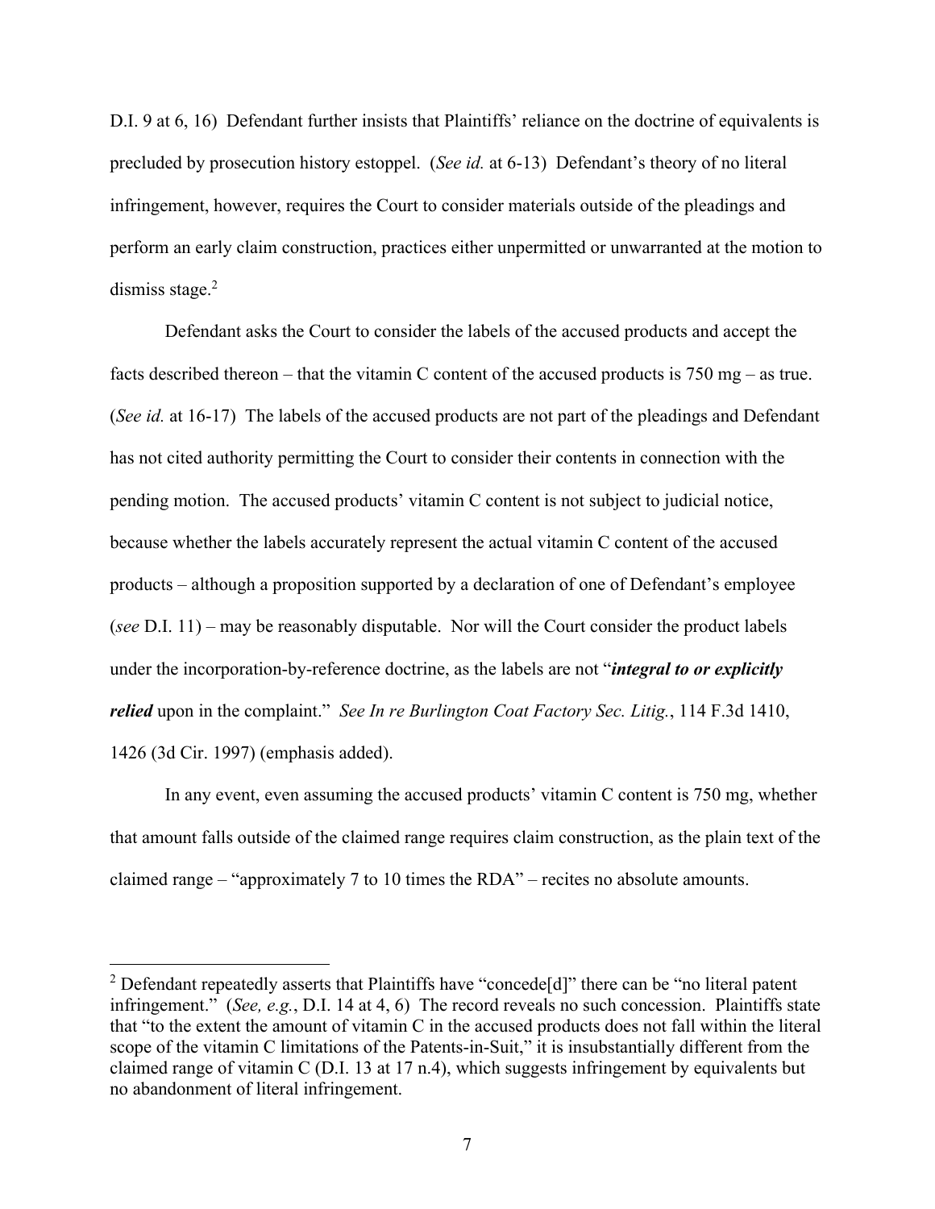D.I. 9 at 6, 16) Defendant further insists that Plaintiffs' reliance on the doctrine of equivalents is precluded by prosecution history estoppel. (*See id.* at 6-13) Defendant's theory of no literal infringement, however, requires the Court to consider materials outside of the pleadings and perform an early claim construction, practices either unpermitted or unwarranted at the motion to dismiss stage.[2]

Defendant asks the Court to consider the labels of the accused products and accept the facts described thereon – that the vitamin C content of the accused products is 750 mg – as true. (*See id.* at 16-17) The labels of the accused products are not part of the pleadings and Defendant has not cited authority permitting the Court to consider their contents in connection with the pending motion. The accused products' vitamin C content is not subject to judicial notice, because whether the labels accurately represent the actual vitamin C content of the accused products – although a proposition supported by a declaration of one of Defendant's employee (*see* D.I. 11) – may be reasonably disputable. Nor will the Court consider the product labels under the incorporation-by-reference doctrine, as the labels are not "***integral to or explicitly relied*** upon in the complaint." *See In re Burlington Coat Factory Sec. Litig.*, 114 F.3d 1410, 1426 (3d Cir. 1997) (emphasis added).

In any event, even assuming the accused products' vitamin C content is 750 mg, whether that amount falls outside of the claimed range requires claim construction, as the plain text of the claimed range – "approximately 7 to 10 times the RDA" – recites no absolute amounts.

---

[2] Defendant repeatedly asserts that Plaintiffs have "concede[d]" there can be "no literal patent infringement." (*See, e.g.*, D.I. 14 at 4, 6) The record reveals no such concession. Plaintiffs state that "to the extent the amount of vitamin C in the accused products does not fall within the literal scope of the vitamin C limitations of the Patents-in-Suit," it is insubstantially different from the claimed range of vitamin C (D.I. 13 at 17 n.4), which suggests infringement by equivalents but no abandonment of literal infringement.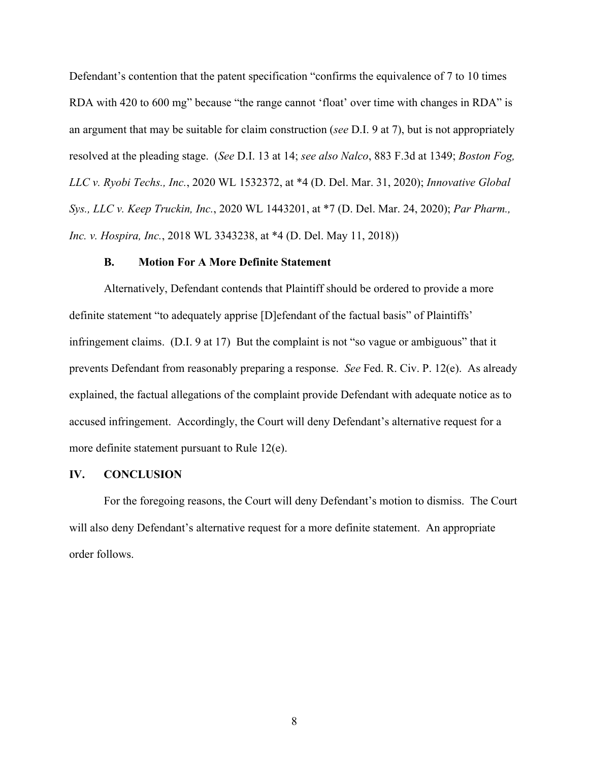Defendant's contention that the patent specification "confirms the equivalence of 7 to 10 times RDA with 420 to 600 mg" because "the range cannot 'float' over time with changes in RDA" is an argument that may be suitable for claim construction (*see* D.I. 9 at 7), but is not appropriately resolved at the pleading stage. (*See* D.I. 13 at 14; *see also Nalco*, 883 F.3d at 1349; *Boston Fog, LLC v. Ryobi Techs., Inc.*, 2020 WL 1532372, at *4 (D. Del. Mar. 31, 2020); *Innovative Global Sys., LLC v. Keep Truckin, Inc.*, 2020 WL 1443201, at *7 (D. Del. Mar. 24, 2020); *Par Pharm., Inc. v. Hospira, Inc.*, 2018 WL 3343238, at *4 (D. Del. May 11, 2018))

### B. Motion For A More Definite Statement

Alternatively, Defendant contends that Plaintiff should be ordered to provide a more definite statement "to adequately apprise [D]efendant of the factual basis" of Plaintiffs' infringement claims. (D.I. 9 at 17) But the complaint is not "so vague or ambiguous" that it prevents Defendant from reasonably preparing a response. *See* Fed. R. Civ. P. 12(e). As already explained, the factual allegations of the complaint provide Defendant with adequate notice as to accused infringement. Accordingly, the Court will deny Defendant's alternative request for a more definite statement pursuant to Rule 12(e).

## IV. CONCLUSION

For the foregoing reasons, the Court will deny Defendant's motion to dismiss. The Court will also deny Defendant's alternative request for a more definite statement. An appropriate order follows.